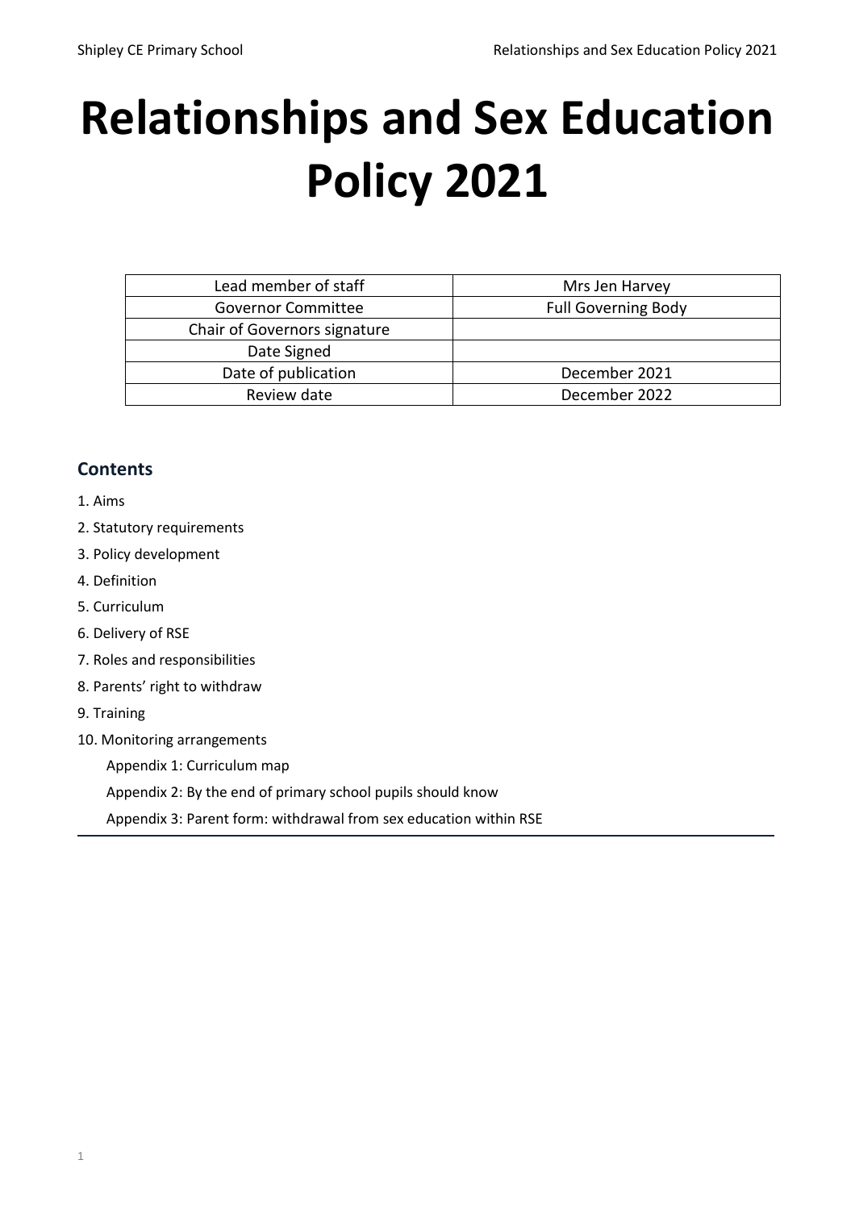# Relationships and Sex Education Policy 2021

| Lead member of staff | Mrs Jen Harvey |
| --- | --- |
| Governor Committee | Full Governing Body |
| Chair of Governors signature | |
| Date Signed | |
| Date of publication | December 2021 |
| Review date | December 2022 |

## Contents

1. Aims
2. Statutory requirements
3. Policy development
4. Definition
5. Curriculum
6. Delivery of RSE
7. Roles and responsibilities
8. Parents' right to withdraw
9. Training
10. Monitoring arrangements

    Appendix 1: Curriculum map

    Appendix 2: By the end of primary school pupils should know

    Appendix 3: Parent form: withdrawal from sex education within RSE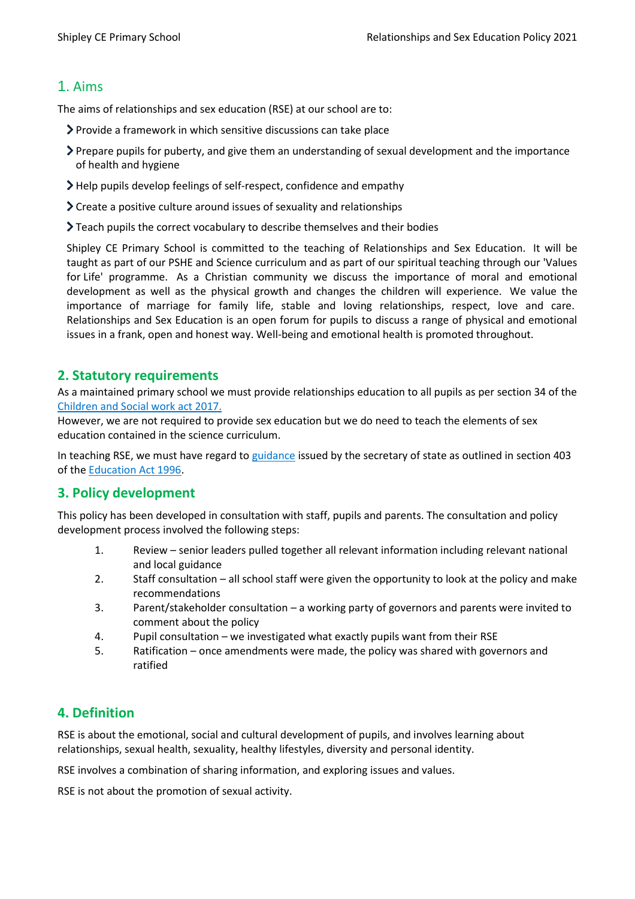## 1. Aims

The aims of relationships and sex education (RSE) at our school are to:

- Provide a framework in which sensitive discussions can take place
- Prepare pupils for puberty, and give them an understanding of sexual development and the importance of health and hygiene
- Help pupils develop feelings of self-respect, confidence and empathy
- Create a positive culture around issues of sexuality and relationships
- Teach pupils the correct vocabulary to describe themselves and their bodies

Shipley CE Primary School is committed to the teaching of Relationships and Sex Education. It will be taught as part of our PSHE and Science curriculum and as part of our spiritual teaching through our 'Values for Life' programme. As a Christian community we discuss the importance of moral and emotional development as well as the physical growth and changes the children will experience. We value the importance of marriage for family life, stable and loving relationships, respect, love and care. Relationships and Sex Education is an open forum for pupils to discuss a range of physical and emotional issues in a frank, open and honest way. Well-being and emotional health is promoted throughout.

## 2. Statutory requirements

As a maintained primary school we must provide relationships education to all pupils as per section 34 of the [Children and Social work act 2017.](#)

However, we are not required to provide sex education but we do need to teach the elements of sex education contained in the science curriculum.

In teaching RSE, we must have regard to [guidance](#) issued by the secretary of state as outlined in section 403 of the [Education Act 1996](#).

## 3. Policy development

This policy has been developed in consultation with staff, pupils and parents. The consultation and policy development process involved the following steps:

1. Review – senior leaders pulled together all relevant information including relevant national and local guidance
2. Staff consultation – all school staff were given the opportunity to look at the policy and make recommendations
3. Parent/stakeholder consultation – a working party of governors and parents were invited to comment about the policy
4. Pupil consultation – we investigated what exactly pupils want from their RSE
5. Ratification – once amendments were made, the policy was shared with governors and ratified

## 4. Definition

RSE is about the emotional, social and cultural development of pupils, and involves learning about relationships, sexual health, sexuality, healthy lifestyles, diversity and personal identity.

RSE involves a combination of sharing information, and exploring issues and values.

RSE is not about the promotion of sexual activity.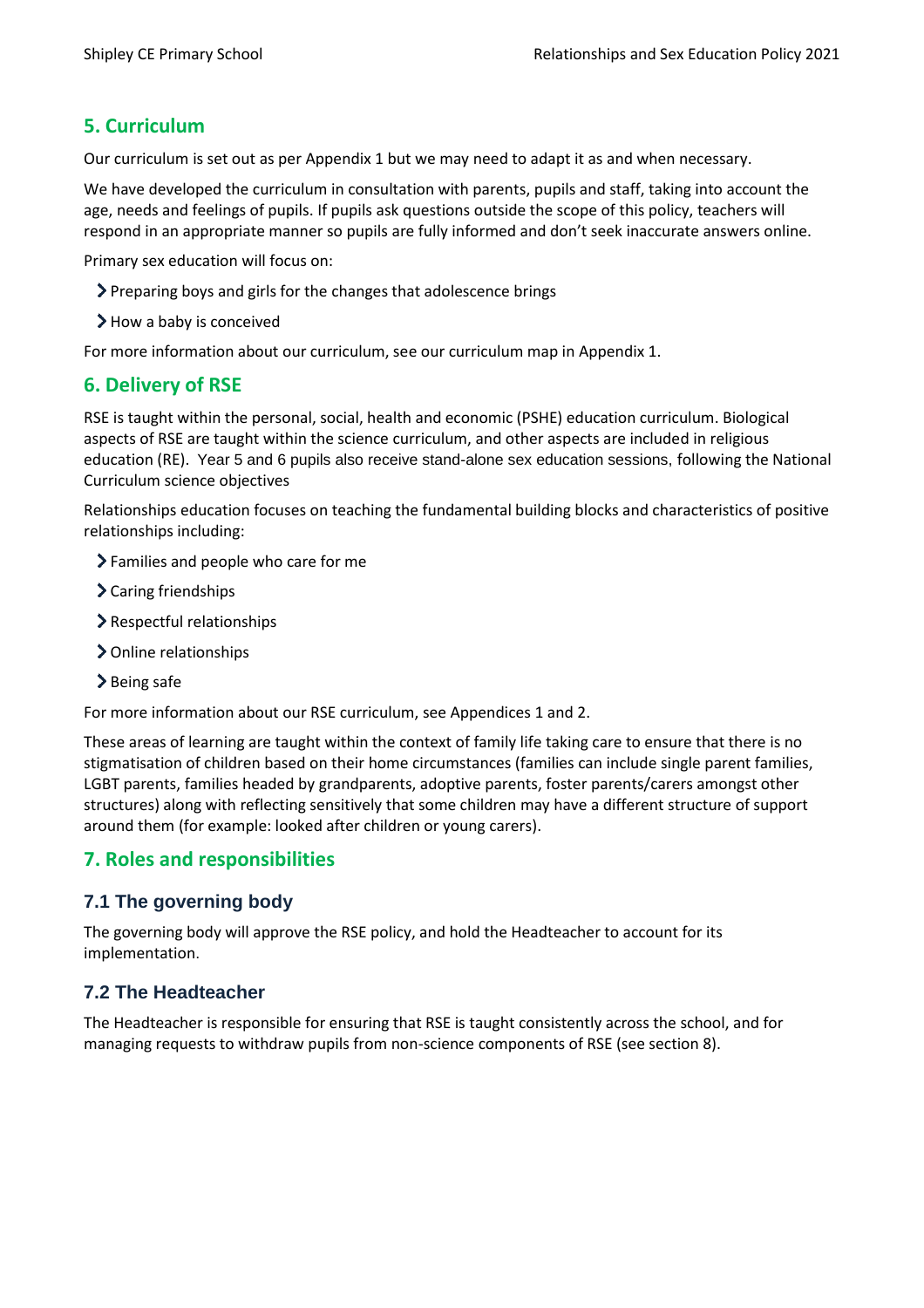## 5. Curriculum

Our curriculum is set out as per Appendix 1 but we may need to adapt it as and when necessary.

We have developed the curriculum in consultation with parents, pupils and staff, taking into account the age, needs and feelings of pupils. If pupils ask questions outside the scope of this policy, teachers will respond in an appropriate manner so pupils are fully informed and don't seek inaccurate answers online.

Primary sex education will focus on:

- Preparing boys and girls for the changes that adolescence brings
- How a baby is conceived

For more information about our curriculum, see our curriculum map in Appendix 1.

## 6. Delivery of RSE

RSE is taught within the personal, social, health and economic (PSHE) education curriculum. Biological aspects of RSE are taught within the science curriculum, and other aspects are included in religious education (RE). Year 5 and 6 pupils also receive stand-alone sex education sessions, following the National Curriculum science objectives

Relationships education focuses on teaching the fundamental building blocks and characteristics of positive relationships including:

- Families and people who care for me
- Caring friendships
- Respectful relationships
- Online relationships
- Being safe

For more information about our RSE curriculum, see Appendices 1 and 2.

These areas of learning are taught within the context of family life taking care to ensure that there is no stigmatisation of children based on their home circumstances (families can include single parent families, LGBT parents, families headed by grandparents, adoptive parents, foster parents/carers amongst other structures) along with reflecting sensitively that some children may have a different structure of support around them (for example: looked after children or young carers).

## 7. Roles and responsibilities

### 7.1 The governing body

The governing body will approve the RSE policy, and hold the Headteacher to account for its implementation.

### 7.2 The Headteacher

The Headteacher is responsible for ensuring that RSE is taught consistently across the school, and for managing requests to withdraw pupils from non-science components of RSE (see section 8).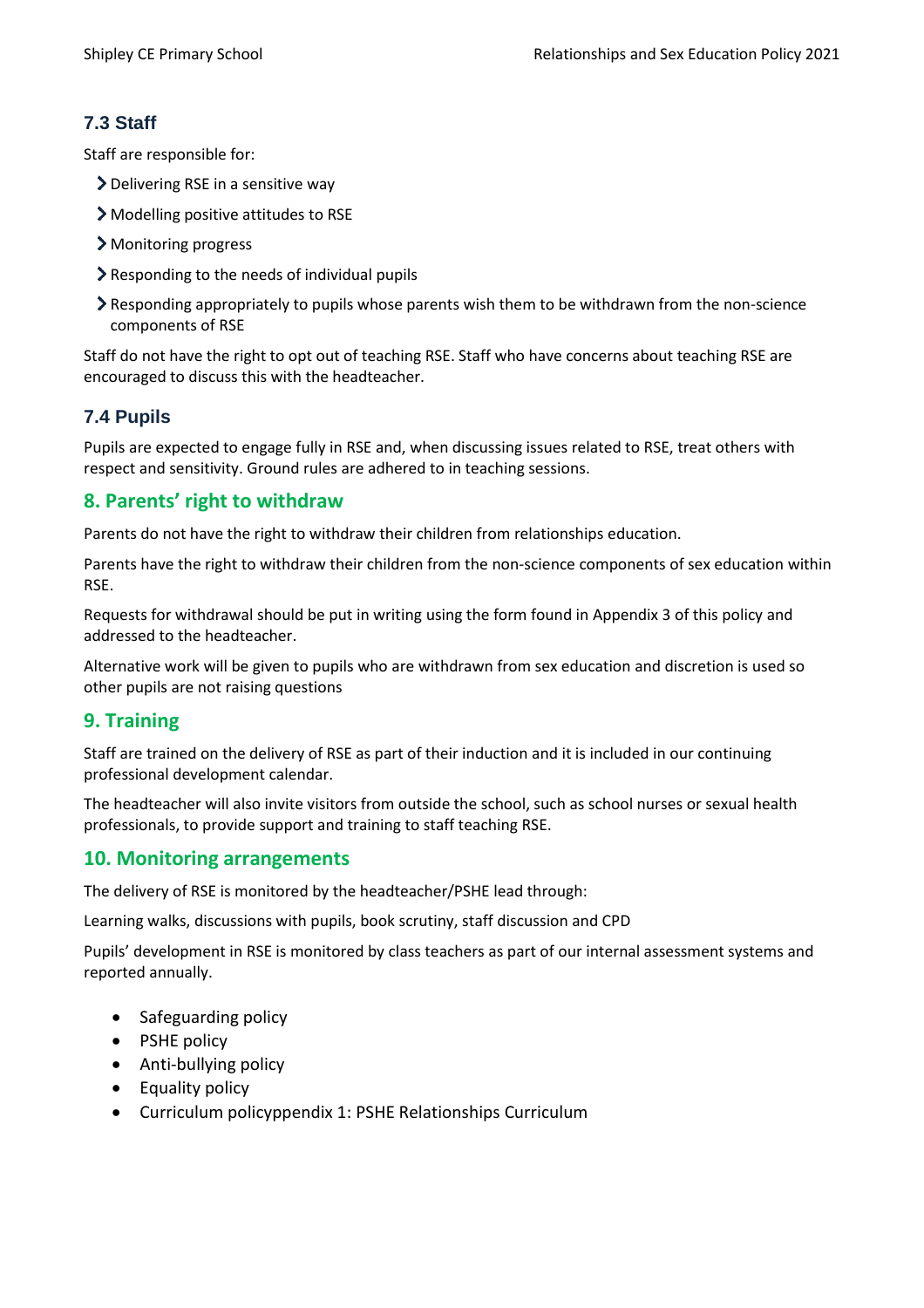### 7.3 Staff

Staff are responsible for:

- Delivering RSE in a sensitive way
- Modelling positive attitudes to RSE
- Monitoring progress
- Responding to the needs of individual pupils
- Responding appropriately to pupils whose parents wish them to be withdrawn from the non-science components of RSE

Staff do not have the right to opt out of teaching RSE. Staff who have concerns about teaching RSE are encouraged to discuss this with the headteacher.

### 7.4 Pupils

Pupils are expected to engage fully in RSE and, when discussing issues related to RSE, treat others with respect and sensitivity. Ground rules are adhered to in teaching sessions.

## 8. Parents' right to withdraw

Parents do not have the right to withdraw their children from relationships education.

Parents have the right to withdraw their children from the non-science components of sex education within RSE.

Requests for withdrawal should be put in writing using the form found in Appendix 3 of this policy and addressed to the headteacher.

Alternative work will be given to pupils who are withdrawn from sex education and discretion is used so other pupils are not raising questions

## 9. Training

Staff are trained on the delivery of RSE as part of their induction and it is included in our continuing professional development calendar.

The headteacher will also invite visitors from outside the school, such as school nurses or sexual health professionals, to provide support and training to staff teaching RSE.

## 10. Monitoring arrangements

The delivery of RSE is monitored by the headteacher/PSHE lead through:

Learning walks, discussions with pupils, book scrutiny, staff discussion and CPD

Pupils' development in RSE is monitored by class teachers as part of our internal assessment systems and reported annually.

- Safeguarding policy
- PSHE policy
- Anti-bullying policy
- Equality policy
- Curriculum policyppendix 1: PSHE Relationships Curriculum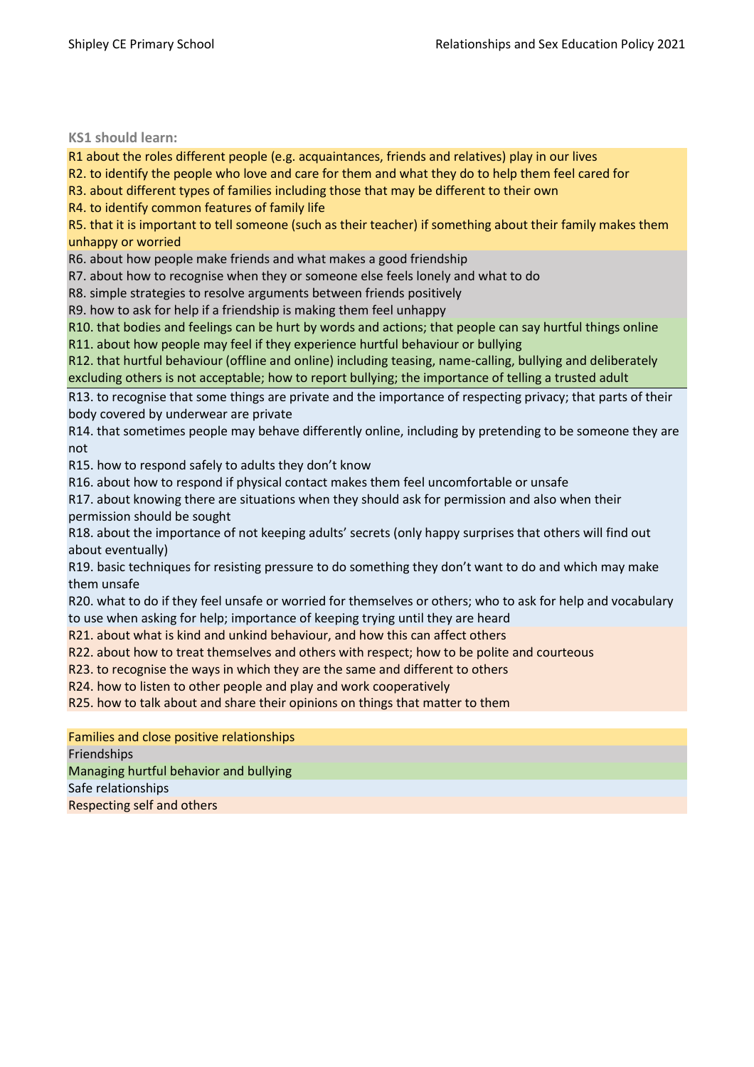**KS1 should learn:**

R1 about the roles different people (e.g. acquaintances, friends and relatives) play in our lives

R2. to identify the people who love and care for them and what they do to help them feel cared for

R3. about different types of families including those that may be different to their own

R4. to identify common features of family life

R5. that it is important to tell someone (such as their teacher) if something about their family makes them unhappy or worried

R6. about how people make friends and what makes a good friendship

R7. about how to recognise when they or someone else feels lonely and what to do

R8. simple strategies to resolve arguments between friends positively

R9. how to ask for help if a friendship is making them feel unhappy

R10. that bodies and feelings can be hurt by words and actions; that people can say hurtful things online

R11. about how people may feel if they experience hurtful behaviour or bullying

R12. that hurtful behaviour (offline and online) including teasing, name-calling, bullying and deliberately excluding others is not acceptable; how to report bullying; the importance of telling a trusted adult

R13. to recognise that some things are private and the importance of respecting privacy; that parts of their body covered by underwear are private

R14. that sometimes people may behave differently online, including by pretending to be someone they are not

R15. how to respond safely to adults they don't know

R16. about how to respond if physical contact makes them feel uncomfortable or unsafe

R17. about knowing there are situations when they should ask for permission and also when their permission should be sought

R18. about the importance of not keeping adults' secrets (only happy surprises that others will find out about eventually)

R19. basic techniques for resisting pressure to do something they don't want to do and which may make them unsafe

R20. what to do if they feel unsafe or worried for themselves or others; who to ask for help and vocabulary to use when asking for help; importance of keeping trying until they are heard

R21. about what is kind and unkind behaviour, and how this can affect others

R22. about how to treat themselves and others with respect; how to be polite and courteous

R23. to recognise the ways in which they are the same and different to others

R24. how to listen to other people and play and work cooperatively

R25. how to talk about and share their opinions on things that matter to them

Families and close positive relationships

Friendships

Managing hurtful behavior and bullying

Safe relationships

Respecting self and others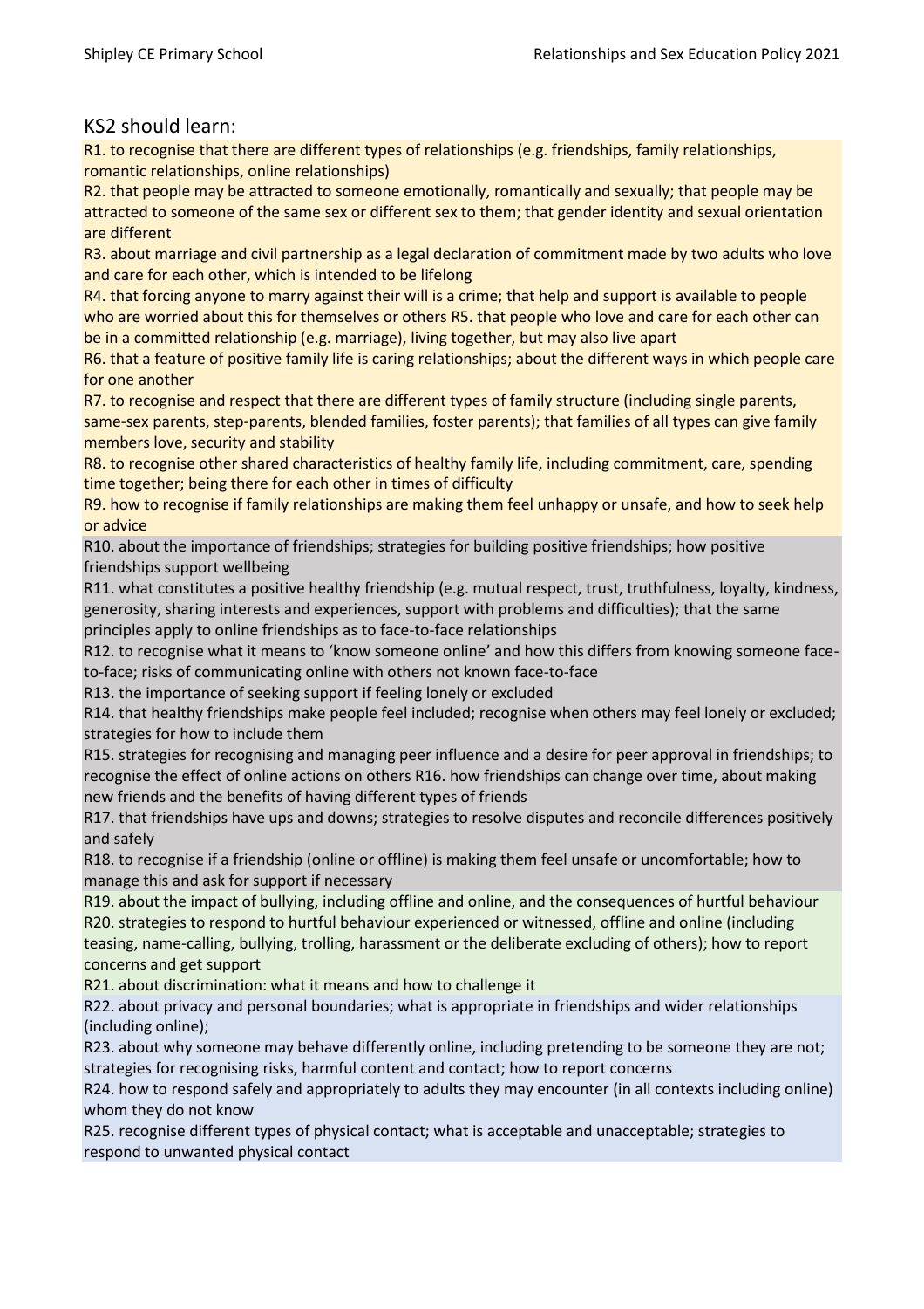## KS2 should learn:

R1. to recognise that there are different types of relationships (e.g. friendships, family relationships, romantic relationships, online relationships)

R2. that people may be attracted to someone emotionally, romantically and sexually; that people may be attracted to someone of the same sex or different sex to them; that gender identity and sexual orientation are different

R3. about marriage and civil partnership as a legal declaration of commitment made by two adults who love and care for each other, which is intended to be lifelong

R4. that forcing anyone to marry against their will is a crime; that help and support is available to people who are worried about this for themselves or others R5. that people who love and care for each other can be in a committed relationship (e.g. marriage), living together, but may also live apart

R6. that a feature of positive family life is caring relationships; about the different ways in which people care for one another

R7. to recognise and respect that there are different types of family structure (including single parents, same-sex parents, step-parents, blended families, foster parents); that families of all types can give family members love, security and stability

R8. to recognise other shared characteristics of healthy family life, including commitment, care, spending time together; being there for each other in times of difficulty

R9. how to recognise if family relationships are making them feel unhappy or unsafe, and how to seek help or advice

R10. about the importance of friendships; strategies for building positive friendships; how positive friendships support wellbeing

R11. what constitutes a positive healthy friendship (e.g. mutual respect, trust, truthfulness, loyalty, kindness, generosity, sharing interests and experiences, support with problems and difficulties); that the same principles apply to online friendships as to face-to-face relationships

R12. to recognise what it means to 'know someone online' and how this differs from knowing someone face-to-face; risks of communicating online with others not known face-to-face

R13. the importance of seeking support if feeling lonely or excluded

R14. that healthy friendships make people feel included; recognise when others may feel lonely or excluded; strategies for how to include them

R15. strategies for recognising and managing peer influence and a desire for peer approval in friendships; to recognise the effect of online actions on others R16. how friendships can change over time, about making new friends and the benefits of having different types of friends

R17. that friendships have ups and downs; strategies to resolve disputes and reconcile differences positively and safely

R18. to recognise if a friendship (online or offline) is making them feel unsafe or uncomfortable; how to manage this and ask for support if necessary

R19. about the impact of bullying, including offline and online, and the consequences of hurtful behaviour

R20. strategies to respond to hurtful behaviour experienced or witnessed, offline and online (including teasing, name-calling, bullying, trolling, harassment or the deliberate excluding of others); how to report concerns and get support

R21. about discrimination: what it means and how to challenge it

R22. about privacy and personal boundaries; what is appropriate in friendships and wider relationships (including online);

R23. about why someone may behave differently online, including pretending to be someone they are not; strategies for recognising risks, harmful content and contact; how to report concerns

R24. how to respond safely and appropriately to adults they may encounter (in all contexts including online) whom they do not know

R25. recognise different types of physical contact; what is acceptable and unacceptable; strategies to respond to unwanted physical contact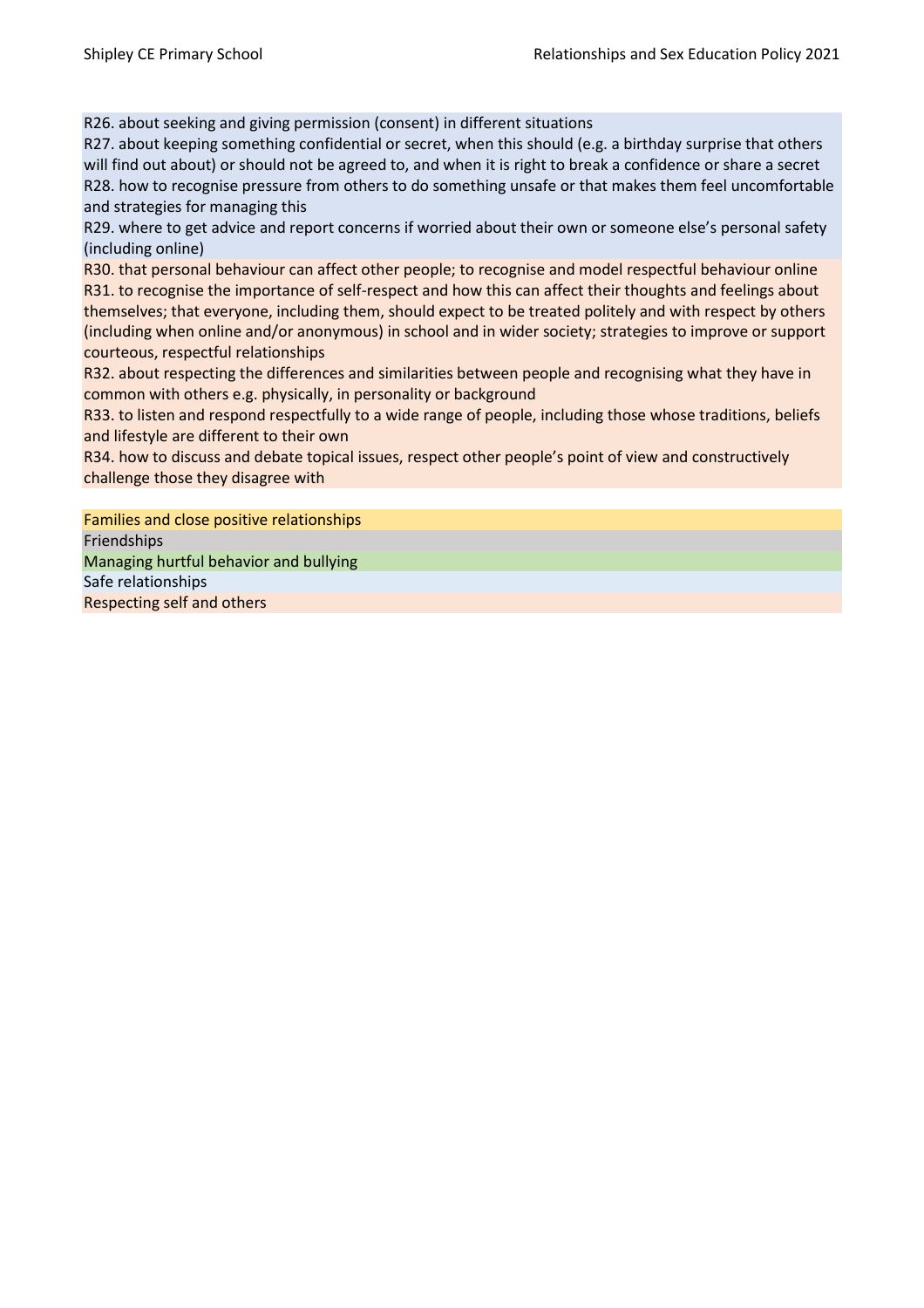R26. about seeking and giving permission (consent) in different situations

R27. about keeping something confidential or secret, when this should (e.g. a birthday surprise that others will find out about) or should not be agreed to, and when it is right to break a confidence or share a secret

R28. how to recognise pressure from others to do something unsafe or that makes them feel uncomfortable and strategies for managing this

R29. where to get advice and report concerns if worried about their own or someone else's personal safety (including online)

R30. that personal behaviour can affect other people; to recognise and model respectful behaviour online

R31. to recognise the importance of self-respect and how this can affect their thoughts and feelings about themselves; that everyone, including them, should expect to be treated politely and with respect by others (including when online and/or anonymous) in school and in wider society; strategies to improve or support courteous, respectful relationships

R32. about respecting the differences and similarities between people and recognising what they have in common with others e.g. physically, in personality or background

R33. to listen and respond respectfully to a wide range of people, including those whose traditions, beliefs and lifestyle are different to their own

R34. how to discuss and debate topical issues, respect other people's point of view and constructively challenge those they disagree with

Families and close positive relationships

Friendships

Managing hurtful behavior and bullying

Safe relationships

Respecting self and others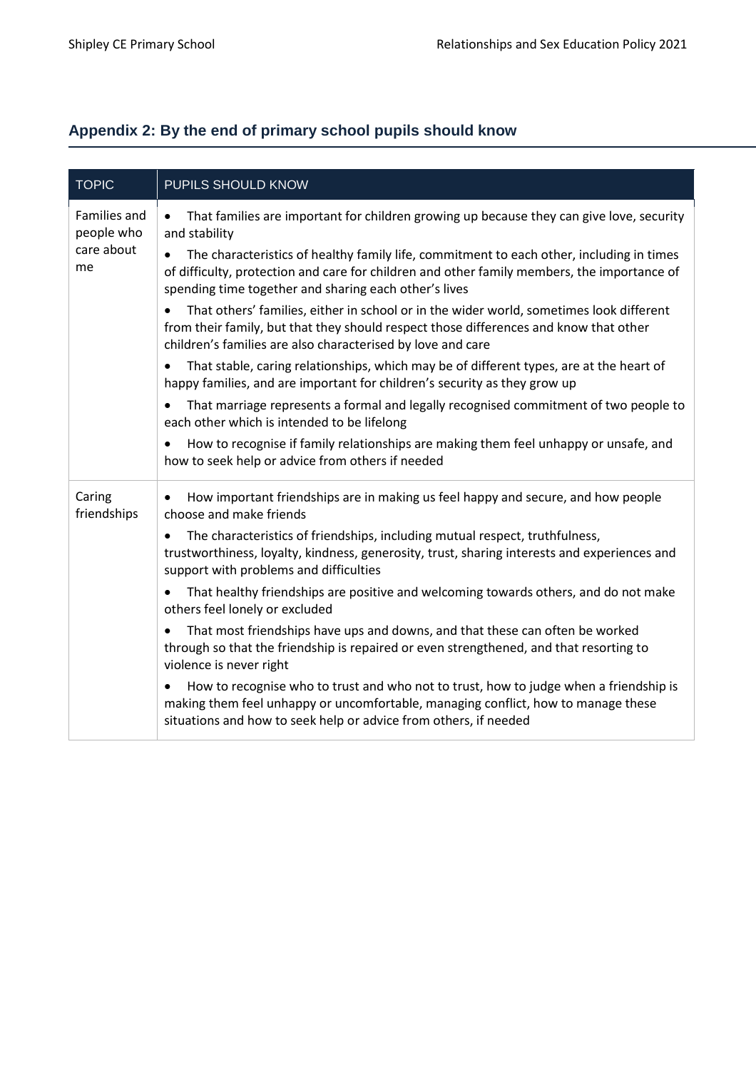## Appendix 2: By the end of primary school pupils should know

| TOPIC | PUPILS SHOULD KNOW |
|---|---|
| Families and people who care about me | • That families are important for children growing up because they can give love, security and stability<br>• The characteristics of healthy family life, commitment to each other, including in times of difficulty, protection and care for children and other family members, the importance of spending time together and sharing each other's lives<br>• That others' families, either in school or in the wider world, sometimes look different from their family, but that they should respect those differences and know that other children's families are also characterised by love and care<br>• That stable, caring relationships, which may be of different types, are at the heart of happy families, and are important for children's security as they grow up<br>• That marriage represents a formal and legally recognised commitment of two people to each other which is intended to be lifelong<br>• How to recognise if family relationships are making them feel unhappy or unsafe, and how to seek help or advice from others if needed |
| Caring friendships | • How important friendships are in making us feel happy and secure, and how people choose and make friends<br>• The characteristics of friendships, including mutual respect, truthfulness, trustworthiness, loyalty, kindness, generosity, trust, sharing interests and experiences and support with problems and difficulties<br>• That healthy friendships are positive and welcoming towards others, and do not make others feel lonely or excluded<br>• That most friendships have ups and downs, and that these can often be worked through so that the friendship is repaired or even strengthened, and that resorting to violence is never right<br>• How to recognise who to trust and who not to trust, how to judge when a friendship is making them feel unhappy or uncomfortable, managing conflict, how to manage these situations and how to seek help or advice from others, if needed |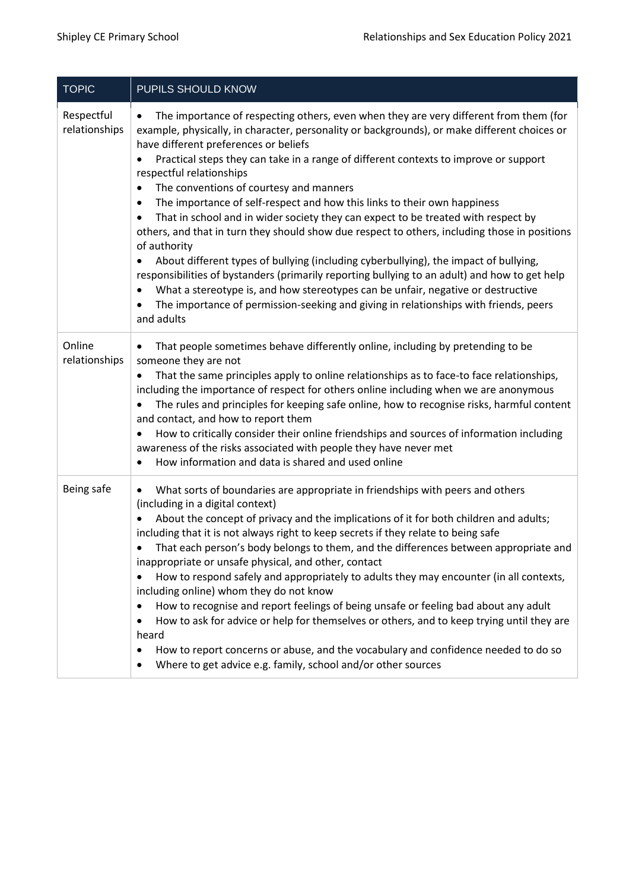| TOPIC | PUPILS SHOULD KNOW |
|---|---|
| Respectful relationships | • The importance of respecting others, even when they are very different from them (for example, physically, in character, personality or backgrounds), or make different choices or have different preferences or beliefs<br>• Practical steps they can take in a range of different contexts to improve or support respectful relationships<br>• The conventions of courtesy and manners<br>• The importance of self-respect and how this links to their own happiness<br>• That in school and in wider society they can expect to be treated with respect by others, and that in turn they should show due respect to others, including those in positions of authority<br>• About different types of bullying (including cyberbullying), the impact of bullying, responsibilities of bystanders (primarily reporting bullying to an adult) and how to get help<br>• What a stereotype is, and how stereotypes can be unfair, negative or destructive<br>• The importance of permission-seeking and giving in relationships with friends, peers and adults |
| Online relationships | • That people sometimes behave differently online, including by pretending to be someone they are not<br>• That the same principles apply to online relationships as to face-to face relationships, including the importance of respect for others online including when we are anonymous<br>• The rules and principles for keeping safe online, how to recognise risks, harmful content and contact, and how to report them<br>• How to critically consider their online friendships and sources of information including awareness of the risks associated with people they have never met<br>• How information and data is shared and used online |
| Being safe | • What sorts of boundaries are appropriate in friendships with peers and others (including in a digital context)<br>• About the concept of privacy and the implications of it for both children and adults; including that it is not always right to keep secrets if they relate to being safe<br>• That each person's body belongs to them, and the differences between appropriate and inappropriate or unsafe physical, and other, contact<br>• How to respond safely and appropriately to adults they may encounter (in all contexts, including online) whom they do not know<br>• How to recognise and report feelings of being unsafe or feeling bad about any adult<br>• How to ask for advice or help for themselves or others, and to keep trying until they are heard<br>• How to report concerns or abuse, and the vocabulary and confidence needed to do so<br>• Where to get advice e.g. family, school and/or other sources |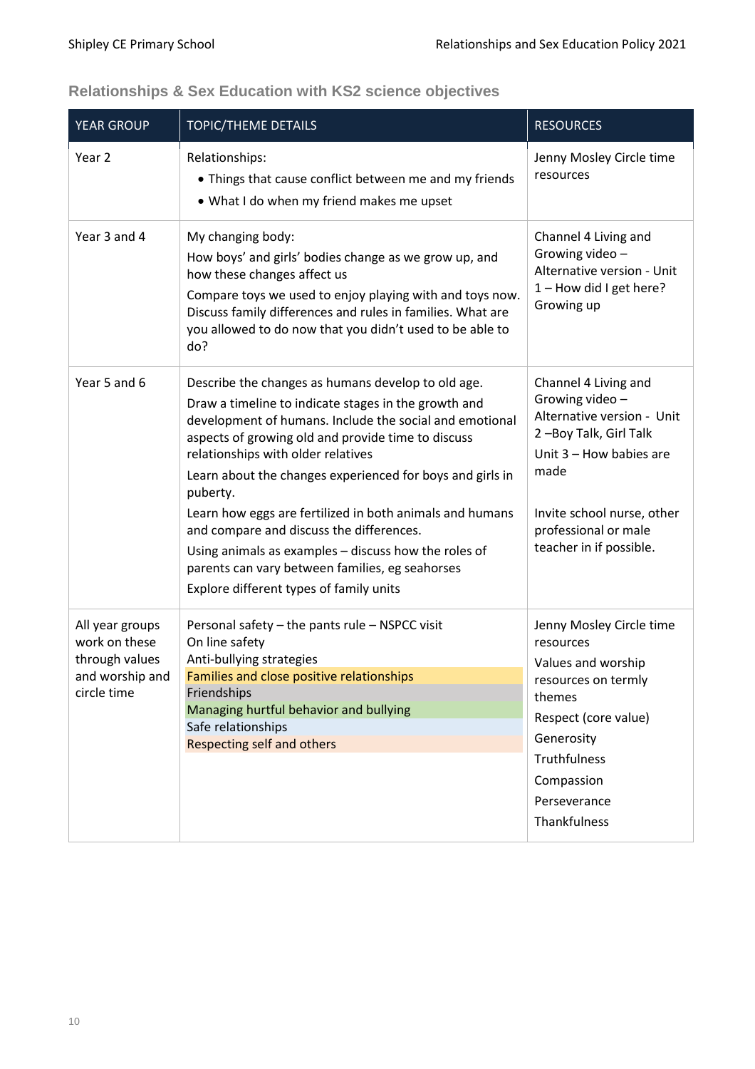## Relationships & Sex Education with KS2 science objectives

| YEAR GROUP | TOPIC/THEME DETAILS | RESOURCES |
| --- | --- | --- |
| Year 2 | Relationships:<br>• Things that cause conflict between me and my friends<br>• What I do when my friend makes me upset | Jenny Mosley Circle time resources |
| Year 3 and 4 | My changing body:<br>How boys' and girls' bodies change as we grow up, and how these changes affect us<br>Compare toys we used to enjoy playing with and toys now. Discuss family differences and rules in families. What are you allowed to do now that you didn't used to be able to do? | Channel 4 Living and Growing video – Alternative version - Unit 1 – How did I get here? Growing up |
| Year 5 and 6 | Describe the changes as humans develop to old age.<br>Draw a timeline to indicate stages in the growth and development of humans. Include the social and emotional aspects of growing old and provide time to discuss relationships with older relatives<br>Learn about the changes experienced for boys and girls in puberty.<br>Learn how eggs are fertilized in both animals and humans and compare and discuss the differences.<br>Using animals as examples – discuss how the roles of parents can vary between families, eg seahorses<br>Explore different types of family units | Channel 4 Living and Growing video – Alternative version - Unit 2 –Boy Talk, Girl Talk<br>Unit 3 – How babies are made<br><br>Invite school nurse, other professional or male teacher in if possible. |
| All year groups work on these through values and worship and circle time | Personal safety – the pants rule – NSPCC visit<br>On line safety<br>Anti-bullying strategies<br>Families and close positive relationships<br>Friendships<br>Managing hurtful behavior and bullying<br>Safe relationships<br>Respecting self and others | Jenny Mosley Circle time resources<br>Values and worship resources on termly themes<br>Respect (core value)<br>Generosity<br>Truthfulness<br>Compassion<br>Perseverance<br>Thankfulness |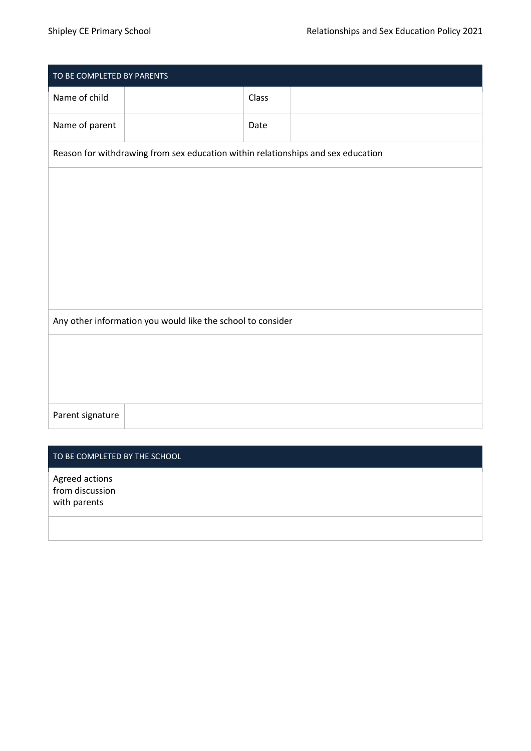| TO BE COMPLETED BY PARENTS | | | |
|---|---|---|---|
| Name of child | | Class | |
| Name of parent | | Date | |
| Reason for withdrawing from sex education within relationships and sex education | | | |
| | | | |
| Any other information you would like the school to consider | | | |
| | | | |
| Parent signature | | | |

| TO BE COMPLETED BY THE SCHOOL | |
|---|---|
| Agreed actions from discussion with parents | |
| | |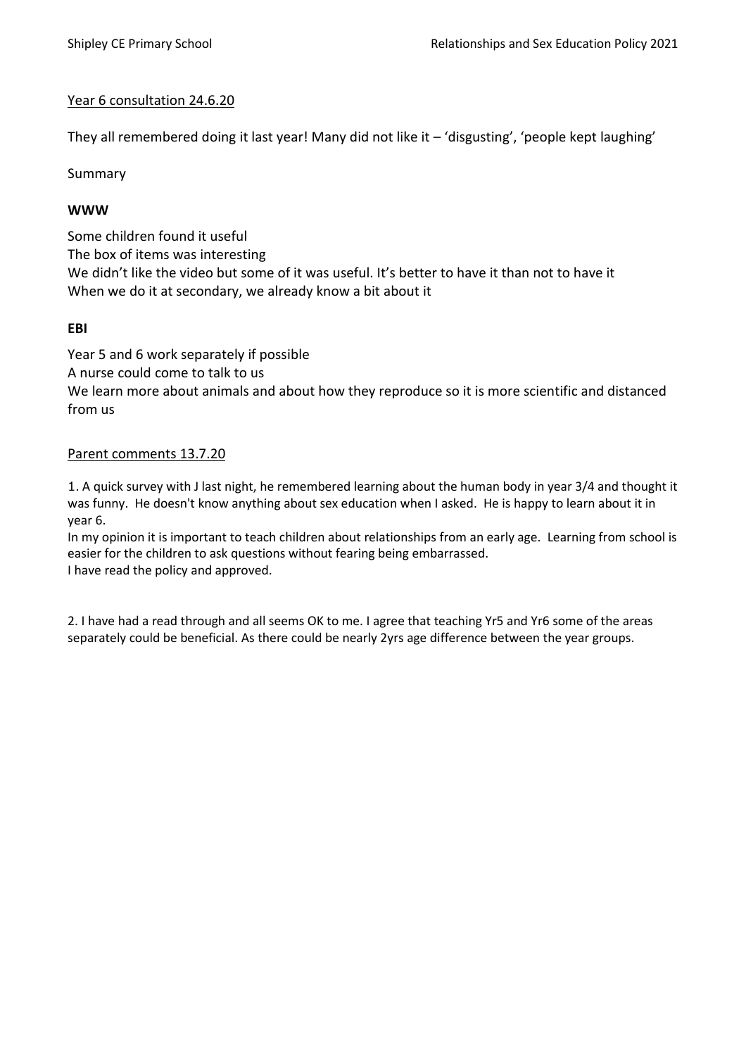Year 6 consultation 24.6.20

They all remembered doing it last year! Many did not like it – 'disgusting', 'people kept laughing'

Summary

**WWW**

Some children found it useful
The box of items was interesting
We didn't like the video but some of it was useful. It's better to have it than not to have it
When we do it at secondary, we already know a bit about it

**EBI**

Year 5 and 6 work separately if possible
A nurse could come to talk to us
We learn more about animals and about how they reproduce so it is more scientific and distanced from us

Parent comments 13.7.20

1. A quick survey with J last night, he remembered learning about the human body in year 3/4 and thought it was funny. He doesn't know anything about sex education when I asked. He is happy to learn about it in year 6.
In my opinion it is important to teach children about relationships from an early age. Learning from school is easier for the children to ask questions without fearing being embarrassed.
I have read the policy and approved.

2. I have had a read through and all seems OK to me. I agree that teaching Yr5 and Yr6 some of the areas separately could be beneficial. As there could be nearly 2yrs age difference between the year groups.